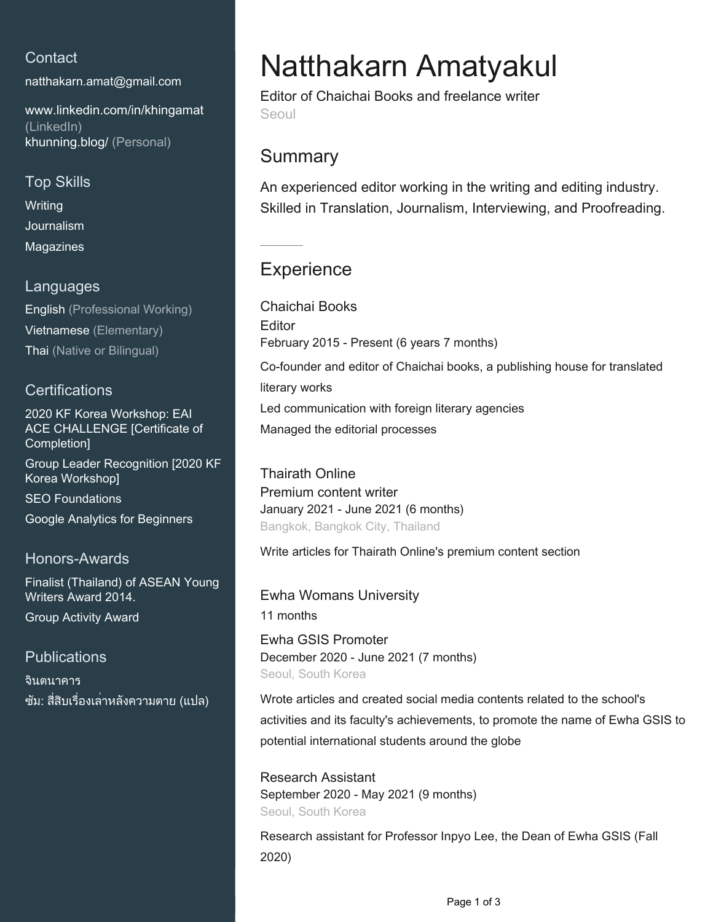## Contact

natthakarn.amat@gmail.com

www.linkedin.com/in/khingamat (LinkedIn)
khunning.blog/ (Personal)

## Top Skills

Writing
Journalism
Magazines

## Languages

English (Professional Working)
Vietnamese (Elementary)
Thai (Native or Bilingual)

## Certifications

2020 KF Korea Workshop: EAI ACE CHALLENGE [Certificate of Completion]
Group Leader Recognition [2020 KF Korea Workshop]
SEO Foundations
Google Analytics for Beginners

## Honors-Awards

Finalist (Thailand) of ASEAN Young Writers Award 2014.
Group Activity Award

## Publications

จินตนาคาร
ซัม: สี่สิบเรื่องเล่าหลังความตาย (แปล)

# Natthakarn Amatyakul

Editor of Chaichai Books and freelance writer
Seoul

## Summary

An experienced editor working in the writing and editing industry. Skilled in Translation, Journalism, Interviewing, and Proofreading.

## Experience

### Chaichai Books
Editor
February 2015 - Present (6 years 7 months)

Co-founder and editor of Chaichai books, a publishing house for translated literary works
Led communication with foreign literary agencies
Managed the editorial processes

### Thairath Online
Premium content writer
January 2021 - June 2021 (6 months)
Bangkok, Bangkok City, Thailand

Write articles for Thairath Online's premium content section

### Ewha Womans University
11 months

Ewha GSIS Promoter
December 2020 - June 2021 (7 months)
Seoul, South Korea

Wrote articles and created social media contents related to the school's activities and its faculty's achievements, to promote the name of Ewha GSIS to potential international students around the globe

Research Assistant
September 2020 - May 2021 (9 months)
Seoul, South Korea

Research assistant for Professor Inpyo Lee, the Dean of Ewha GSIS (Fall 2020)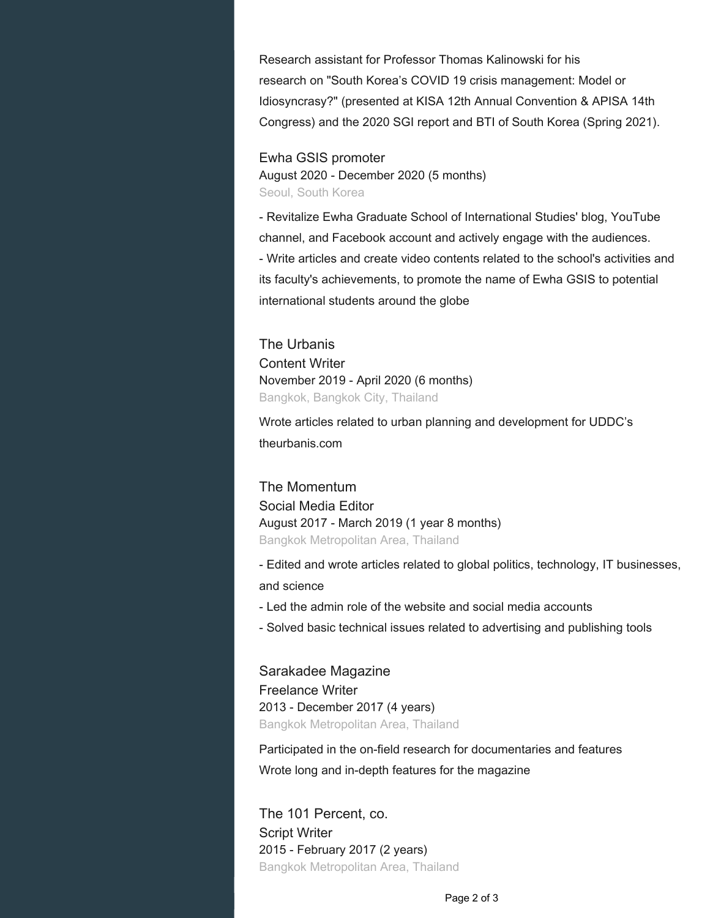Research assistant for Professor Thomas Kalinowski for his research on "South Korea's COVID 19 crisis management: Model or Idiosyncrasy?" (presented at KISA 12th Annual Convention & APISA 14th Congress) and the 2020 SGI report and BTI of South Korea (Spring 2021).

### Ewha GSIS promoter
August 2020 - December 2020 (5 months)
Seoul, South Korea

- Revitalize Ewha Graduate School of International Studies' blog, YouTube channel, and Facebook account and actively engage with the audiences.
- Write articles and create video contents related to the school's activities and its faculty's achievements, to promote the name of Ewha GSIS to potential international students around the globe

## The Urbanis
### Content Writer
November 2019 - April 2020 (6 months)
Bangkok, Bangkok City, Thailand

Wrote articles related to urban planning and development for UDDC's theurbanis.com

## The Momentum
### Social Media Editor
August 2017 - March 2019 (1 year 8 months)
Bangkok Metropolitan Area, Thailand

- Edited and wrote articles related to global politics, technology, IT businesses, and science
- Led the admin role of the website and social media accounts
- Solved basic technical issues related to advertising and publishing tools

## Sarakadee Magazine
### Freelance Writer
2013 - December 2017 (4 years)
Bangkok Metropolitan Area, Thailand

Participated in the on-field research for documentaries and features
Wrote long and in-depth features for the magazine

## The 101 Percent, co.
### Script Writer
2015 - February 2017 (2 years)
Bangkok Metropolitan Area, Thailand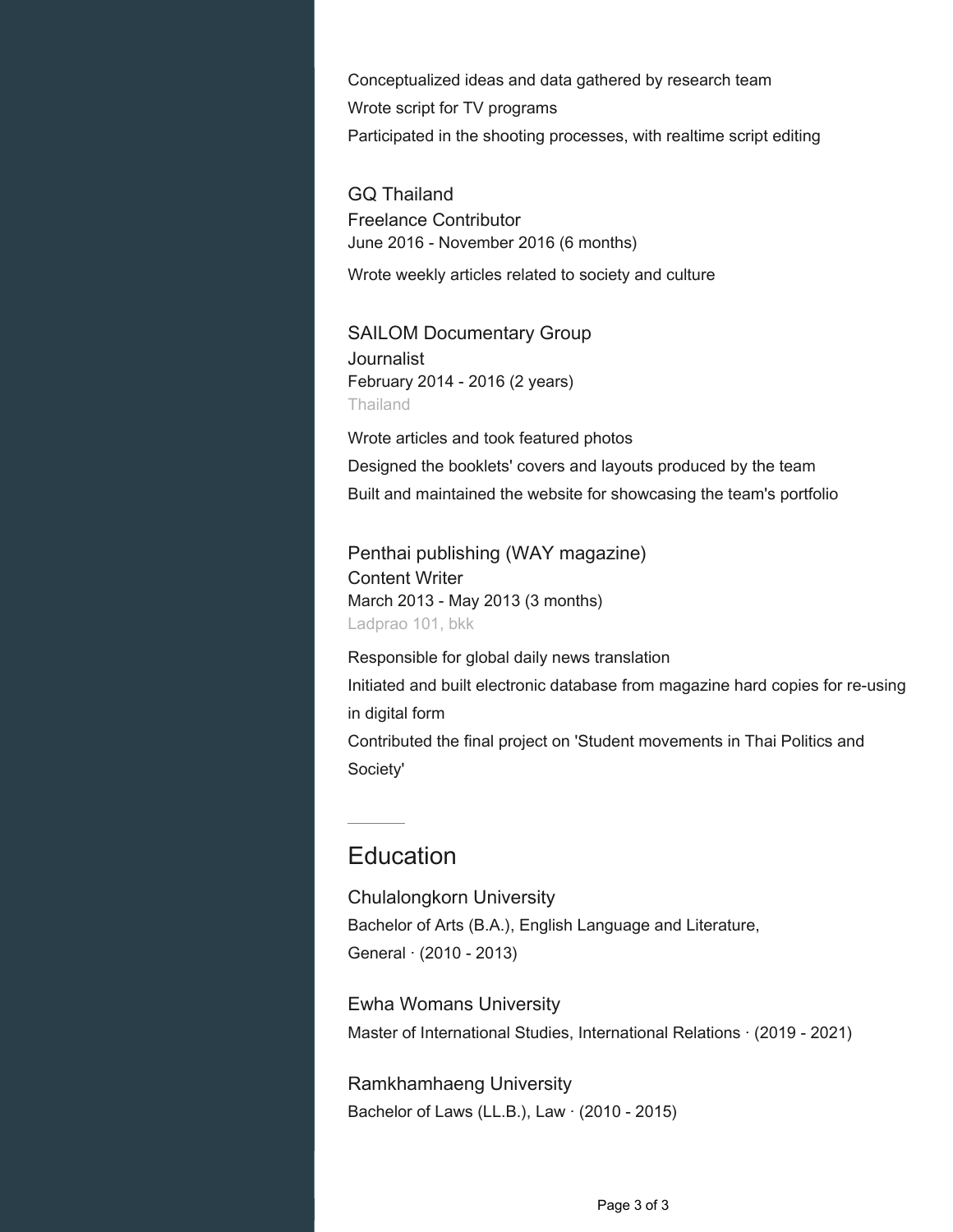Conceptualized ideas and data gathered by research team

Wrote script for TV programs

Participated in the shooting processes, with realtime script editing

### GQ Thailand

Freelance Contributor

June 2016 - November 2016 (6 months)

Wrote weekly articles related to society and culture

### SAILOM Documentary Group

Journalist

February 2014 - 2016 (2 years)

Thailand

Wrote articles and took featured photos

Designed the booklets' covers and layouts produced by the team

Built and maintained the website for showcasing the team's portfolio

### Penthai publishing (WAY magazine)

Content Writer

March 2013 - May 2013 (3 months)

Ladprao 101, bkk

Responsible for global daily news translation

Initiated and built electronic database from magazine hard copies for re-using in digital form

Contributed the final project on 'Student movements in Thai Politics and Society'

## Education

### Chulalongkorn University

Bachelor of Arts (B.A.), English Language and Literature, General · (2010 - 2013)

### Ewha Womans University

Master of International Studies, International Relations · (2019 - 2021)

### Ramkhamhaeng University

Bachelor of Laws (LL.B.), Law · (2010 - 2015)